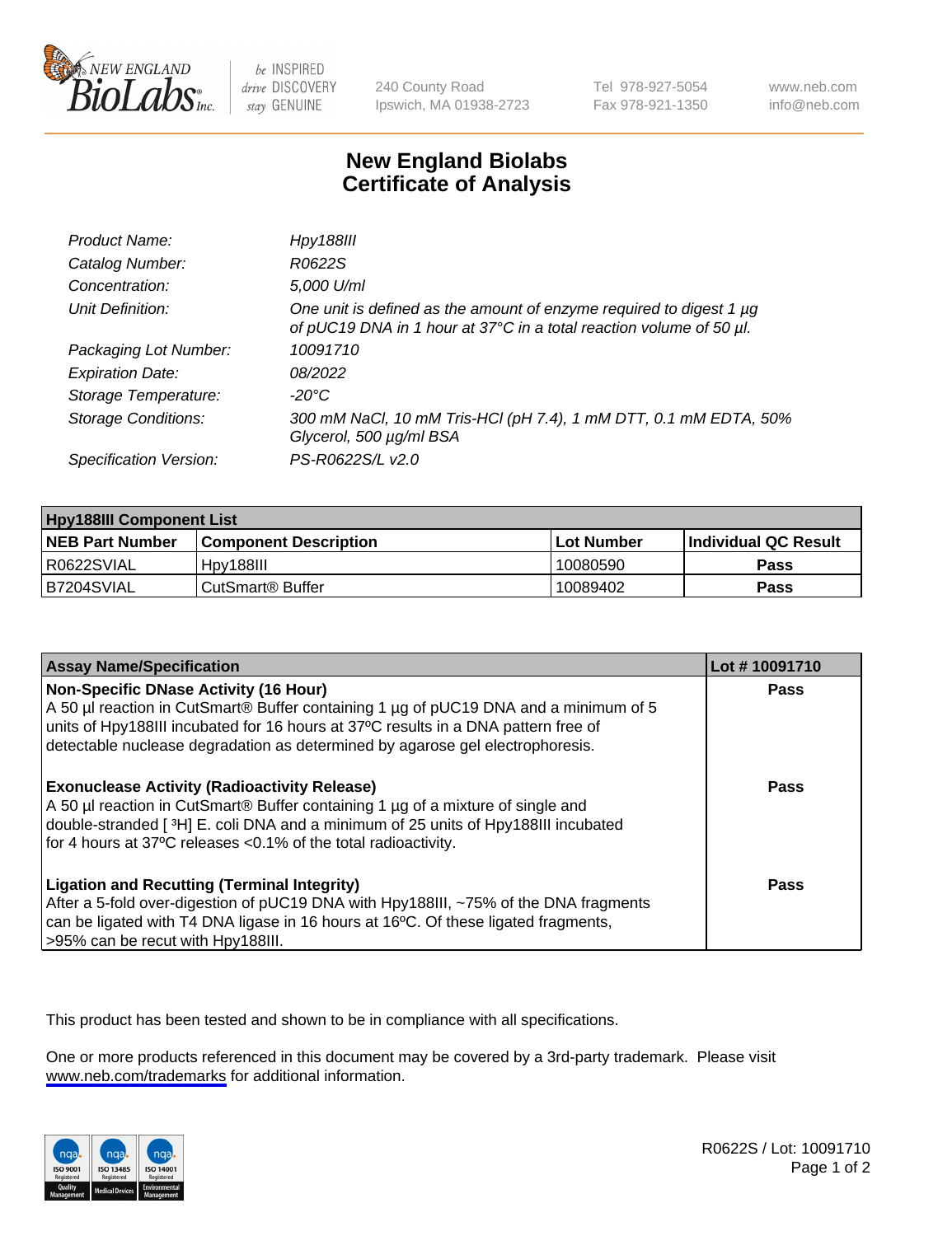# New England Biolabs
# Certificate of Analysis

| | |
|---|---|
| *Product Name:* | *Hpy188III* |
| *Catalog Number:* | *R0622S* |
| *Concentration:* | *5,000 U/ml* |
| *Unit Definition:* | *One unit is defined as the amount of enzyme required to digest 1 µg of pUC19 DNA in 1 hour at 37°C in a total reaction volume of 50 µl.* |
| *Packaging Lot Number:* | *10091710* |
| *Expiration Date:* | *08/2022* |
| *Storage Temperature:* | *-20°C* |
| *Storage Conditions:* | *300 mM NaCl, 10 mM Tris-HCl (pH 7.4), 1 mM DTT, 0.1 mM EDTA, 50% Glycerol, 500 µg/ml BSA* |
| *Specification Version:* | *PS-R0622S/L v2.0* |

| Hpy188III Component List | | | |
|---|---|---|---|
| **NEB Part Number** | **Component Description** | **Lot Number** | **Individual QC Result** |
| R0622SVIAL | Hpy188III | 10080590 | **Pass** |
| B7204SVIAL | CutSmart® Buffer | 10089402 | **Pass** |

| Assay Name/Specification | Lot # 10091710 |
|---|---|
| **Non-Specific DNase Activity (16 Hour)** A 50 µl reaction in CutSmart® Buffer containing 1 µg of pUC19 DNA and a minimum of 5 units of Hpy188III incubated for 16 hours at 37ºC results in a DNA pattern free of detectable nuclease degradation as determined by agarose gel electrophoresis. | **Pass** |
| **Exonuclease Activity (Radioactivity Release)** A 50 µl reaction in CutSmart® Buffer containing 1 µg of a mixture of single and double-stranded [ $^{3}$H] E. coli DNA and a minimum of 25 units of Hpy188III incubated for 4 hours at 37ºC releases <0.1% of the total radioactivity. | **Pass** |
| **Ligation and Recutting (Terminal Integrity)** After a 5-fold over-digestion of pUC19 DNA with Hpy188III, ~75% of the DNA fragments can be ligated with T4 DNA ligase in 16 hours at 16ºC. Of these ligated fragments, >95% can be recut with Hpy188III. | **Pass** |

This product has been tested and shown to be in compliance with all specifications.

One or more products referenced in this document may be covered by a 3rd-party trademark. Please visit www.neb.com/trademarks for additional information.

R0622S / Lot: 10091710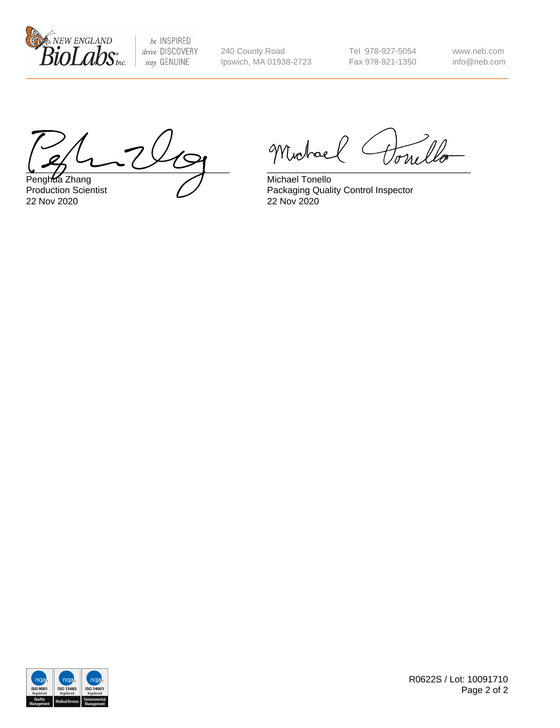Penghua Zhang
Production Scientist
22 Nov 2020

Michael Tonello
Packaging Quality Control Inspector
22 Nov 2020

R0622S / Lot: 10091710